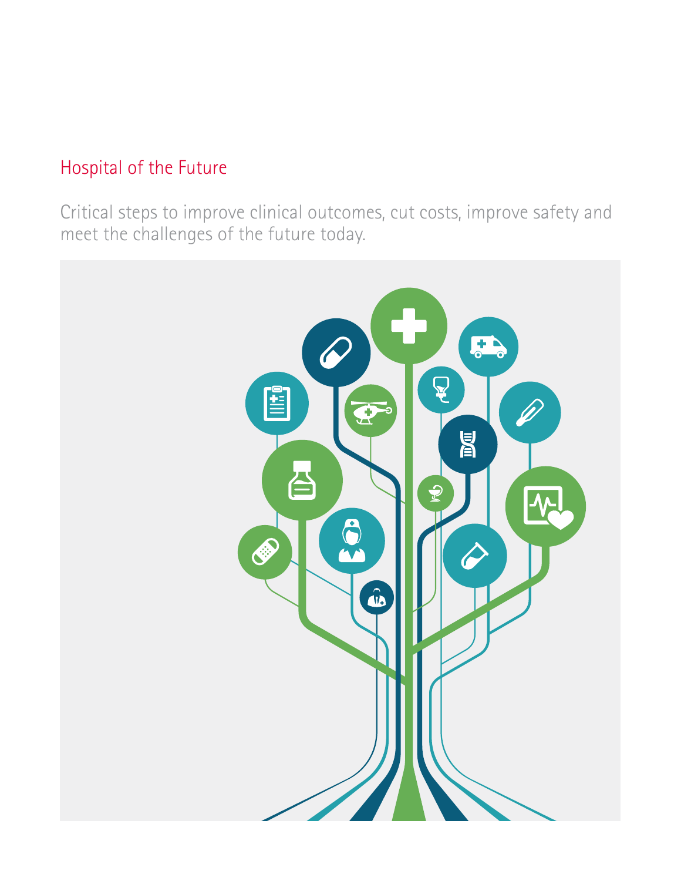# Hospital of the Future

Critical steps to improve clinical outcomes, cut costs, improve safety and meet the challenges of the future today.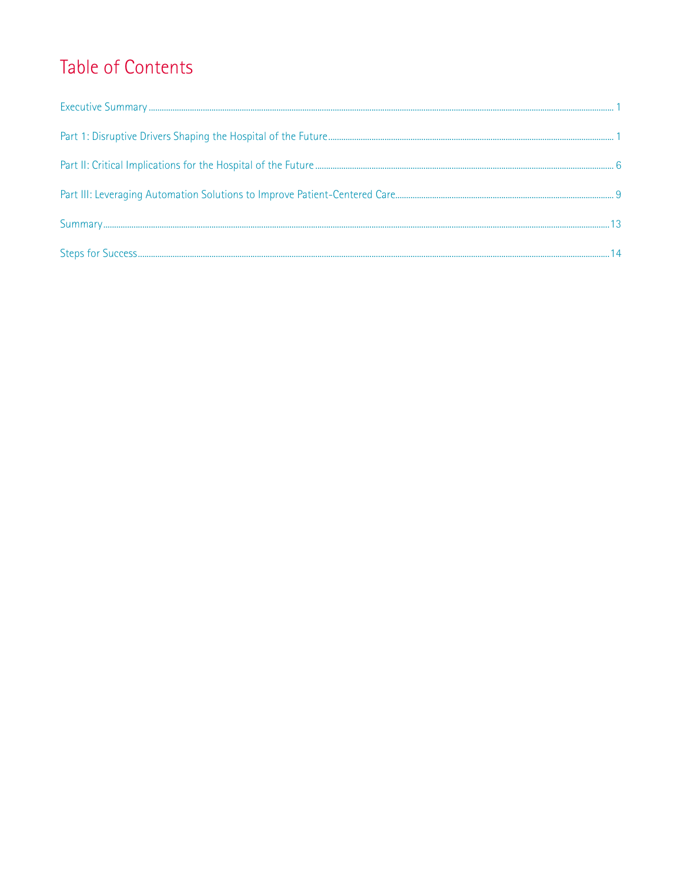# Table of Contents

Executive Summary ........ 1

Part 1: Disruptive Drivers Shaping the Hospital of the Future ........ 1

Part II: Critical Implications for the Hospital of the Future ........ 6

Part III: Leveraging Automation Solutions to Improve Patient-Centered Care ........ 9

Summary ........ 13

Steps for Success ........ 14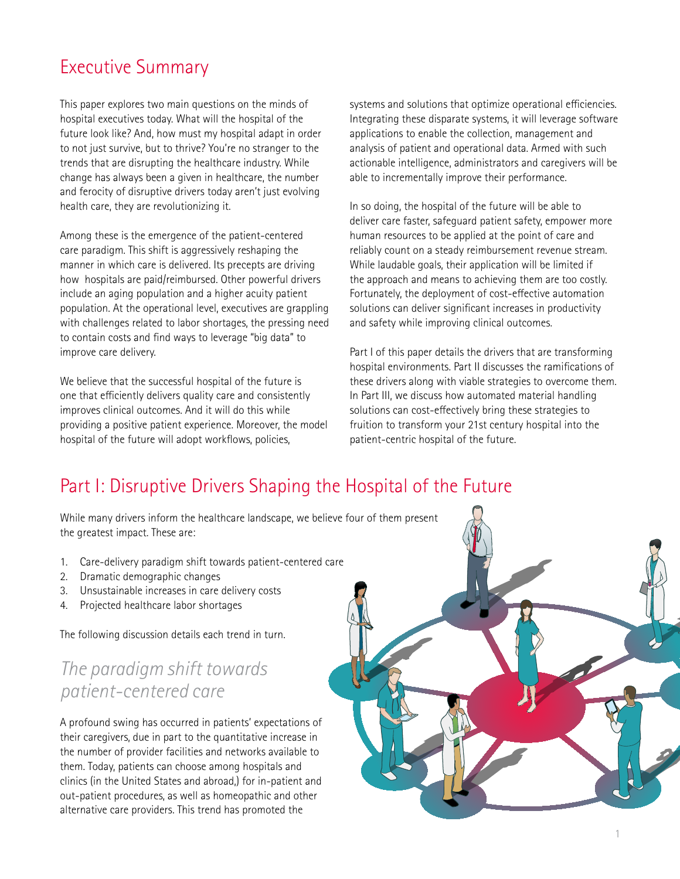## Executive Summary

This paper explores two main questions on the minds of hospital executives today. What will the hospital of the future look like? And, how must my hospital adapt in order to not just survive, but to thrive? You're no stranger to the trends that are disrupting the healthcare industry. While change has always been a given in healthcare, the number and ferocity of disruptive drivers today aren't just evolving health care, they are revolutionizing it.

Among these is the emergence of the patient-centered care paradigm. This shift is aggressively reshaping the manner in which care is delivered. Its precepts are driving how hospitals are paid/reimbursed. Other powerful drivers include an aging population and a higher acuity patient population. At the operational level, executives are grappling with challenges related to labor shortages, the pressing need to contain costs and find ways to leverage "big data" to improve care delivery.

We believe that the successful hospital of the future is one that efficiently delivers quality care and consistently improves clinical outcomes. And it will do this while providing a positive patient experience. Moreover, the model hospital of the future will adopt workflows, policies, systems and solutions that optimize operational efficiencies. Integrating these disparate systems, it will leverage software applications to enable the collection, management and analysis of patient and operational data. Armed with such actionable intelligence, administrators and caregivers will be able to incrementally improve their performance.

In so doing, the hospital of the future will be able to deliver care faster, safeguard patient safety, empower more human resources to be applied at the point of care and reliably count on a steady reimbursement revenue stream. While laudable goals, their application will be limited if the approach and means to achieving them are too costly. Fortunately, the deployment of cost-effective automation solutions can deliver significant increases in productivity and safety while improving clinical outcomes.

Part I of this paper details the drivers that are transforming hospital environments. Part II discusses the ramifications of these drivers along with viable strategies to overcome them. In Part III, we discuss how automated material handling solutions can cost-effectively bring these strategies to fruition to transform your 21st century hospital into the patient-centric hospital of the future.

## Part I: Disruptive Drivers Shaping the Hospital of the Future

While many drivers inform the healthcare landscape, we believe four of them present the greatest impact. These are:

1. Care-delivery paradigm shift towards patient-centered care
2. Dramatic demographic changes
3. Unsustainable increases in care delivery costs
4. Projected healthcare labor shortages

The following discussion details each trend in turn.

### *The paradigm shift towards patient-centered care*

A profound swing has occurred in patients' expectations of their caregivers, due in part to the quantitative increase in the number of provider facilities and networks available to them. Today, patients can choose among hospitals and clinics (in the United States and abroad,) for in-patient and out-patient procedures, as well as homeopathic and other alternative care providers. This trend has promoted the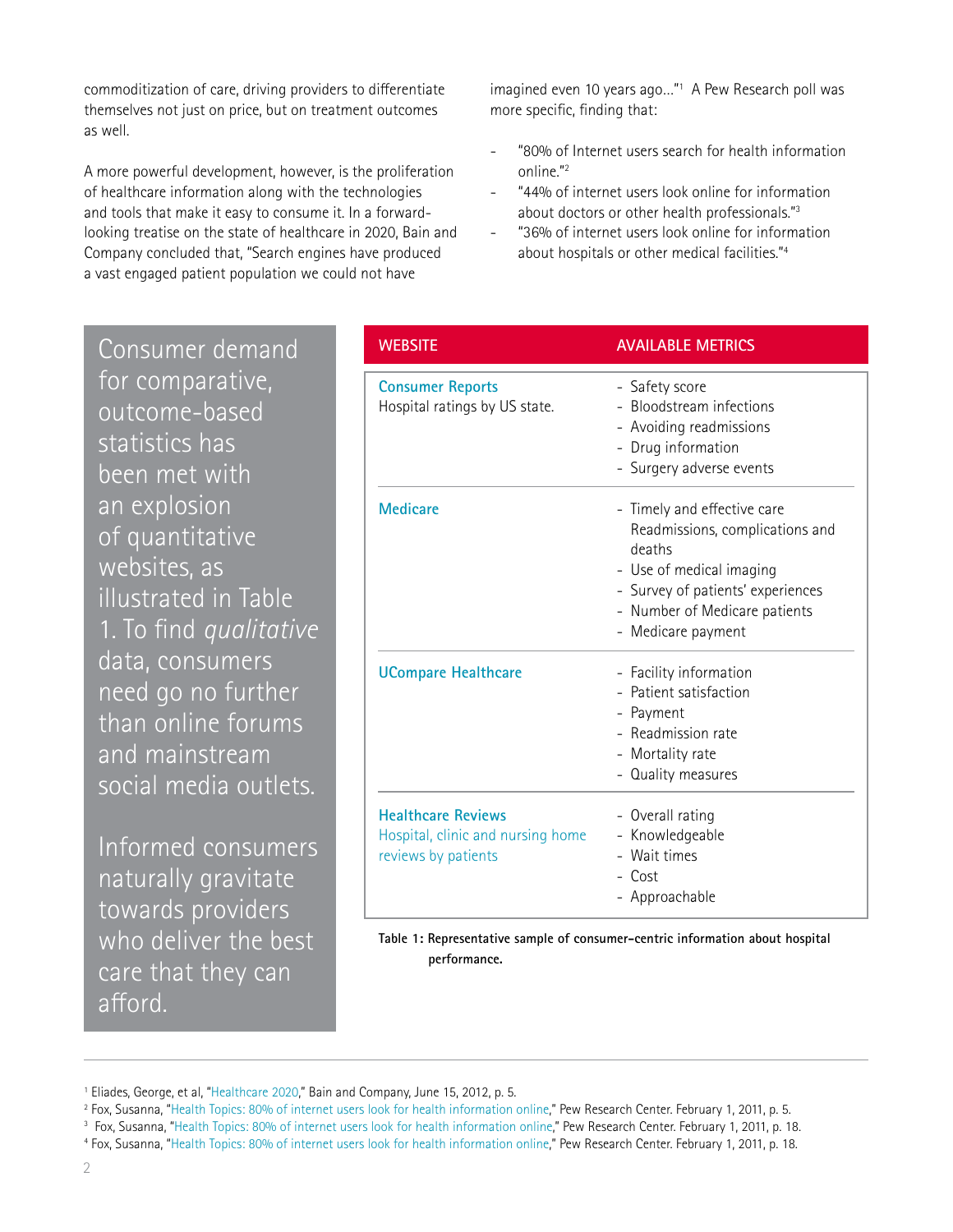commoditization of care, driving providers to differentiate themselves not just on price, but on treatment outcomes as well.

A more powerful development, however, is the proliferation of healthcare information along with the technologies and tools that make it easy to consume it. In a forward-looking treatise on the state of healthcare in 2020, Bain and Company concluded that, "Search engines have produced a vast engaged patient population we could not have imagined even 10 years ago..."[1] A Pew Research poll was more specific, finding that:

- "80% of Internet users search for health information online."[2]
- "44% of internet users look online for information about doctors or other health professionals."[3]
- "36% of internet users look online for information about hospitals or other medical facilities."[4]

Consumer demand for comparative, outcome-based statistics has been met with an explosion of quantitative websites, as illustrated in Table 1. To find *qualitative* data, consumers need go no further than online forums and mainstream social media outlets.

Informed consumers naturally gravitate towards providers who deliver the best care that they can afford.

| WEBSITE | AVAILABLE METRICS |
|---|---|
| **Consumer Reports**<br>Hospital ratings by US state. | - Safety score<br>- Bloodstream infections<br>- Avoiding readmissions<br>- Drug information<br>- Surgery adverse events |
| **Medicare** | - Timely and effective care Readmissions, complications and deaths<br>- Use of medical imaging<br>- Survey of patients' experiences<br>- Number of Medicare patients<br>- Medicare payment |
| **UCompare Healthcare** | - Facility information<br>- Patient satisfaction<br>- Payment<br>- Readmission rate<br>- Mortality rate<br>- Quality measures |
| **Healthcare Reviews**<br>Hospital, clinic and nursing home reviews by patients | - Overall rating<br>- Knowledgeable<br>- Wait times<br>- Cost<br>- Approachable |

**Table 1: Representative sample of consumer-centric information about hospital performance.**

---

[1] Eliades, George, et al, "Healthcare 2020," Bain and Company, June 15, 2012, p. 5.

[2] Fox, Susanna, "Health Topics: 80% of internet users look for health information online," Pew Research Center. February 1, 2011, p. 5.

[3] Fox, Susanna, "Health Topics: 80% of internet users look for health information online," Pew Research Center. February 1, 2011, p. 18.

[4] Fox, Susanna, "Health Topics: 80% of internet users look for health information online," Pew Research Center. February 1, 2011, p. 18.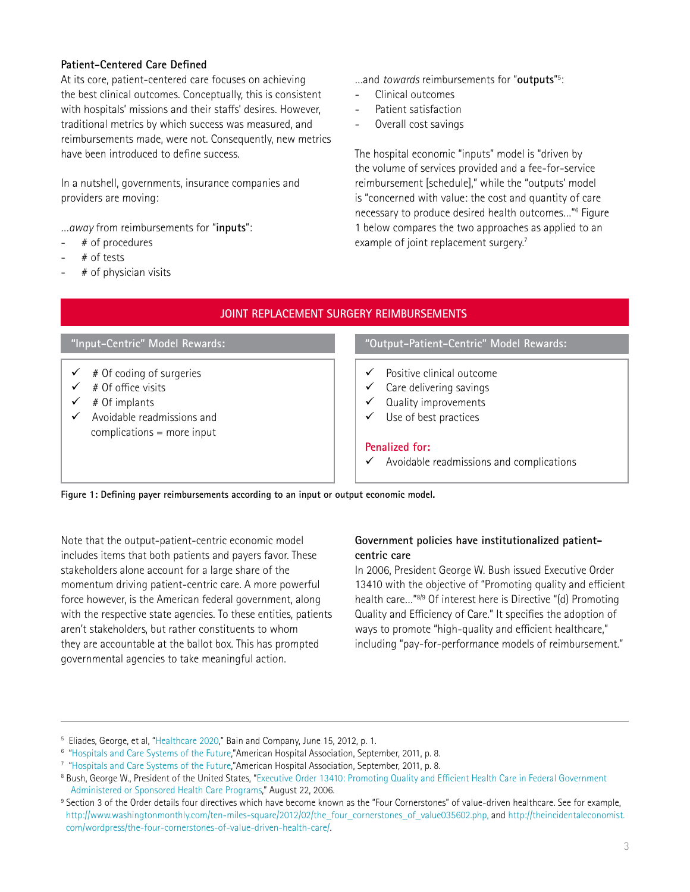### Patient-Centered Care Defined

At its core, patient-centered care focuses on achieving the best clinical outcomes. Conceptually, this is consistent with hospitals' missions and their staffs' desires. However, traditional metrics by which success was measured, and reimbursements made, were not. Consequently, new metrics have been introduced to define success.

In a nutshell, governments, insurance companies and providers are moving:

...*away* from reimbursements for "**inputs**":

- # of procedures
- # of tests
- # of physician visits

...and *towards* reimbursements for "**outputs**"[5]:

- Clinical outcomes
- Patient satisfaction
- Overall cost savings

The hospital economic "inputs" model is "driven by the volume of services provided and a fee-for-service reimbursement [schedule]," while the "outputs' model is "concerned with value: the cost and quantity of care necessary to produce desired health outcomes..."[6] Figure 1 below compares the two approaches as applied to an example of joint replacement surgery.[7]

**JOINT REPLACEMENT SURGERY REIMBURSEMENTS**

| "Input-Centric" Model Rewards: | "Output-Patient-Centric" Model Rewards: |
|---|---|
| ✓ # Of coding of surgeries | ✓ Positive clinical outcome |
| ✓ # Of office visits | ✓ Care delivering savings |
| ✓ # Of implants | ✓ Quality improvements |
| ✓ Avoidable readmissions and complications = more input | ✓ Use of best practices |
| | **Penalized for:** |
| | ✓ Avoidable readmissions and complications |

**Figure 1: Defining payer reimbursements according to an input or output economic model.**

Note that the output-patient-centric economic model includes items that both patients and payers favor. These stakeholders alone account for a large share of the momentum driving patient-centric care. A more powerful force however, is the American federal government, along with the respective state agencies. To these entities, patients aren't stakeholders, but rather constituents to whom they are accountable at the ballot box. This has prompted governmental agencies to take meaningful action.

### Government policies have institutionalized patient-centric care

In 2006, President George W. Bush issued Executive Order 13410 with the objective of "Promoting quality and efficient health care..."[8/9] Of interest here is Directive "(d) Promoting Quality and Efficiency of Care." It specifies the adoption of ways to promote "high-quality and efficient healthcare," including "pay-for-performance models of reimbursement."

---

[5] Eliades, George, et al, "Healthcare 2020," Bain and Company, June 15, 2012, p. 1.

[6] "Hospitals and Care Systems of the Future,"American Hospital Association, September, 2011, p. 8.

[7] "Hospitals and Care Systems of the Future,"American Hospital Association, September, 2011, p. 8.

[8] Bush, George W., President of the United States, "Executive Order 13410: Promoting Quality and Efficient Health Care in Federal Government Administered or Sponsored Health Care Programs," August 22, 2006.

[9] Section 3 of the Order details four directives which have become known as the "Four Cornerstones" of value-driven healthcare. See for example, http://www.washingtonmonthly.com/ten-miles-square/2012/02/the_four_cornerstones_of_value035602.php, and http://theincidentaleconomist.com/wordpress/the-four-cornerstones-of-value-driven-health-care/.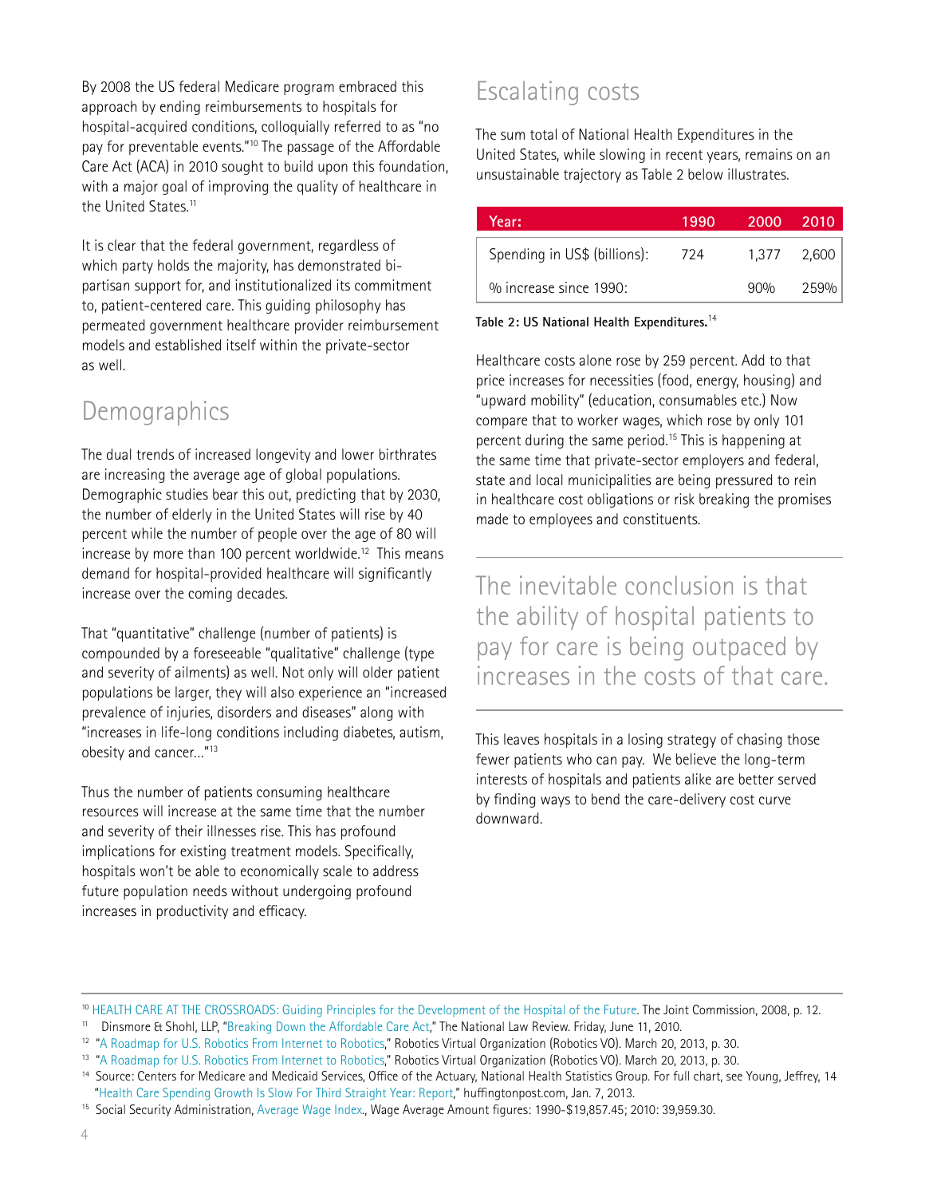By 2008 the US federal Medicare program embraced this approach by ending reimbursements to hospitals for hospital-acquired conditions, colloquially referred to as "no pay for preventable events."[10] The passage of the Affordable Care Act (ACA) in 2010 sought to build upon this foundation, with a major goal of improving the quality of healthcare in the United States.[11]

It is clear that the federal government, regardless of which party holds the majority, has demonstrated bi-partisan support for, and institutionalized its commitment to, patient-centered care. This guiding philosophy has permeated government healthcare provider reimbursement models and established itself within the private-sector as well.

## Demographics

The dual trends of increased longevity and lower birthrates are increasing the average age of global populations. Demographic studies bear this out, predicting that by 2030, the number of elderly in the United States will rise by 40 percent while the number of people over the age of 80 will increase by more than 100 percent worldwide.[12] This means demand for hospital-provided healthcare will significantly increase over the coming decades.

That "quantitative" challenge (number of patients) is compounded by a foreseeable "qualitative" challenge (type and severity of ailments) as well. Not only will older patient populations be larger, they will also experience an "increased prevalence of injuries, disorders and diseases" along with "increases in life-long conditions including diabetes, autism, obesity and cancer…"[13]

Thus the number of patients consuming healthcare resources will increase at the same time that the number and severity of their illnesses rise. This has profound implications for existing treatment models. Specifically, hospitals won't be able to economically scale to address future population needs without undergoing profound increases in productivity and efficacy.

## Escalating costs

The sum total of National Health Expenditures in the United States, while slowing in recent years, remains on an unsustainable trajectory as Table 2 below illustrates.

| Year: | 1990 | 2000 | 2010 |
|---|---|---|---|
| Spending in US$ (billions): | 724 | 1,377 | 2,600 |
| % increase since 1990: | | 90% | 259% |

**Table 2: US National Health Expenditures.**[14]

Healthcare costs alone rose by 259 percent. Add to that price increases for necessities (food, energy, housing) and "upward mobility" (education, consumables etc.) Now compare that to worker wages, which rose by only 101 percent during the same period.[15] This is happening at the same time that private-sector employers and federal, state and local municipalities are being pressured to rein in healthcare cost obligations or risk breaking the promises made to employees and constituents.

> The inevitable conclusion is that the ability of hospital patients to pay for care is being outpaced by increases in the costs of that care.

This leaves hospitals in a losing strategy of chasing those fewer patients who can pay. We believe the long-term interests of hospitals and patients alike are better served by finding ways to bend the care-delivery cost curve downward.

---

[10] HEALTH CARE AT THE CROSSROADS: Guiding Principles for the Development of the Hospital of the Future. The Joint Commission, 2008, p. 12.

[11] Dinsmore & Shohl, LLP, "Breaking Down the Affordable Care Act," The National Law Review. Friday, June 11, 2010.

[12] "A Roadmap for U.S. Robotics From Internet to Robotics," Robotics Virtual Organization (Robotics VO). March 20, 2013, p. 30.

[13] "A Roadmap for U.S. Robotics From Internet to Robotics," Robotics Virtual Organization (Robotics VO). March 20, 2013, p. 30.

[14] Source: Centers for Medicare and Medicaid Services, Office of the Actuary, National Health Statistics Group. For full chart, see Young, Jeffrey, 14 "Health Care Spending Growth Is Slow For Third Straight Year: Report," huffingtonpost.com, Jan. 7, 2013.

[15] Social Security Administration, Average Wage Index., Wage Average Amount figures: 1990-$19,857.45; 2010: 39,959.30.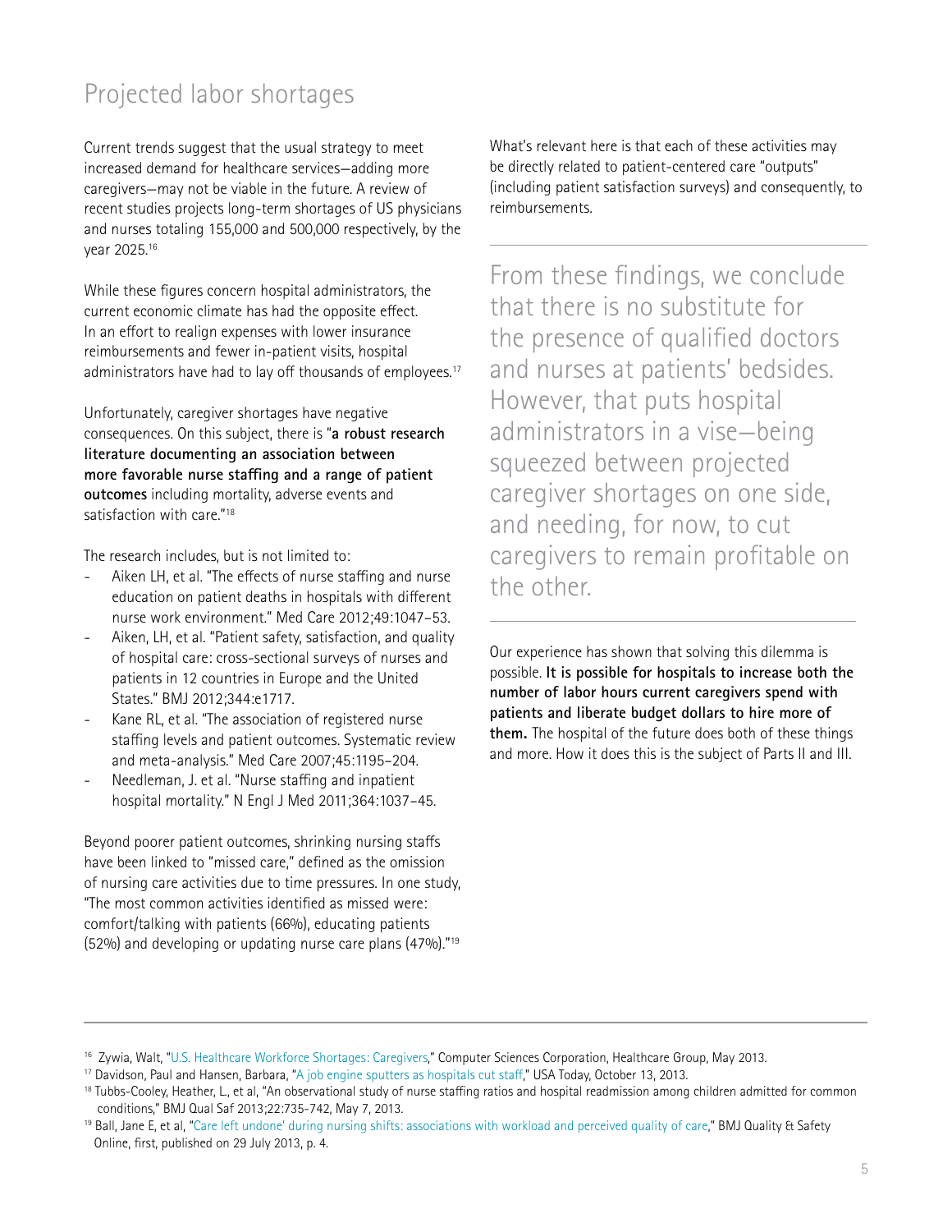## Projected labor shortages

Current trends suggest that the usual strategy to meet increased demand for healthcare services—adding more caregivers—may not be viable in the future. A review of recent studies projects long-term shortages of US physicians and nurses totaling 155,000 and 500,000 respectively, by the year 2025.[16]

While these figures concern hospital administrators, the current economic climate has had the opposite effect. In an effort to realign expenses with lower insurance reimbursements and fewer in-patient visits, hospital administrators have had to lay off thousands of employees.[17]

Unfortunately, caregiver shortages have negative consequences. On this subject, there is "**a robust research literature documenting an association between more favorable nurse staffing and a range of patient outcomes** including mortality, adverse events and satisfaction with care."[18]

The research includes, but is not limited to:

- Aiken LH, et al. "The effects of nurse staffing and nurse education on patient deaths in hospitals with different nurse work environment." Med Care 2012;49:1047–53.
- Aiken, LH, et al. "Patient safety, satisfaction, and quality of hospital care: cross-sectional surveys of nurses and patients in 12 countries in Europe and the United States." BMJ 2012;344:e1717.
- Kane RL, et al. "The association of registered nurse staffing levels and patient outcomes. Systematic review and meta-analysis." Med Care 2007;45:1195–204.
- Needleman, J. et al. "Nurse staffing and inpatient hospital mortality." N Engl J Med 2011;364:1037–45.

Beyond poorer patient outcomes, shrinking nursing staffs have been linked to "missed care," defined as the omission of nursing care activities due to time pressures. In one study, "The most common activities identified as missed were: comfort/talking with patients (66%), educating patients (52%) and developing or updating nurse care plans (47%)."[19]

What's relevant here is that each of these activities may be directly related to patient-centered care "outputs" (including patient satisfaction surveys) and consequently, to reimbursements.

> From these findings, we conclude that there is no substitute for the presence of qualified doctors and nurses at patients' bedsides. However, that puts hospital administrators in a vise—being squeezed between projected caregiver shortages on one side, and needing, for now, to cut caregivers to remain profitable on the other.

Our experience has shown that solving this dilemma is possible. **It is possible for hospitals to increase both the number of labor hours current caregivers spend with patients and liberate budget dollars to hire more of them.** The hospital of the future does both of these things and more. How it does this is the subject of Parts II and III.

---

[16] Zywia, Walt, "U.S. Healthcare Workforce Shortages: Caregivers," Computer Sciences Corporation, Healthcare Group, May 2013.

[17] Davidson, Paul and Hansen, Barbara, "A job engine sputters as hospitals cut staff," USA Today, October 13, 2013.

[18] Tubbs-Cooley, Heather, L., et al, "An observational study of nurse staffing ratios and hospital readmission among children admitted for common conditions," BMJ Qual Saf 2013;22:735-742, May 7, 2013.

[19] Ball, Jane E, et al, "Care left undone' during nursing shifts: associations with workload and perceived quality of care," BMJ Quality & Safety Online, first, published on 29 July 2013, p. 4.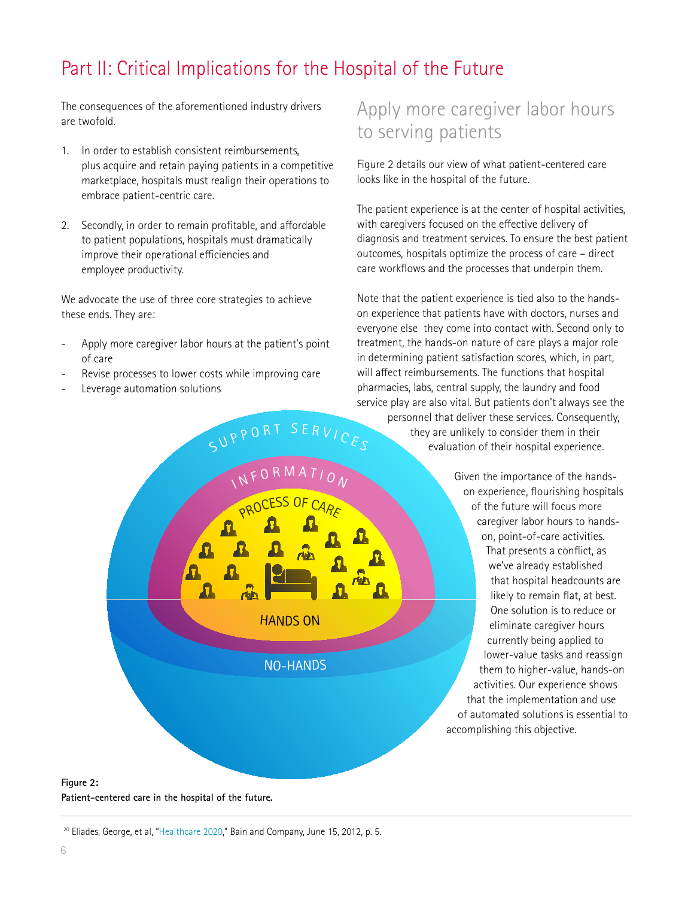# Part II: Critical Implications for the Hospital of the Future

The consequences of the aforementioned industry drivers are twofold.

1. In order to establish consistent reimbursements, plus acquire and retain paying patients in a competitive marketplace, hospitals must realign their operations to embrace patient-centric care.

2. Secondly, in order to remain profitable, and affordable to patient populations, hospitals must dramatically improve their operational efficiencies and employee productivity.

We advocate the use of three core strategies to achieve these ends. They are:

- Apply more caregiver labor hours at the patient's point of care
- Revise processes to lower costs while improving care
- Leverage automation solutions

## Apply more caregiver labor hours to serving patients

Figure 2 details our view of what patient-centered care looks like in the hospital of the future.

The patient experience is at the center of hospital activities, with caregivers focused on the effective delivery of diagnosis and treatment services. To ensure the best patient outcomes, hospitals optimize the process of care – direct care workflows and the processes that underpin them.

Note that the patient experience is tied also to the hands-on experience that patients have with doctors, nurses and everyone else they come into contact with. Second only to treatment, the hands-on nature of care plays a major role in determining patient satisfaction scores, which, in part, will affect reimbursements. The functions that hospital pharmacies, labs, central supply, the laundry and food service play are also vital. But patients don't always see the personnel that deliver these services. Consequently, they are unlikely to consider them in their evaluation of their hospital experience.

Given the importance of the hands-on experience, flourishing hospitals of the future will focus more caregiver labor hours to hands-on, point-of-care activities. That presents a conflict, as we've already established that hospital headcounts are likely to remain flat, at best. One solution is to reduce or eliminate caregiver hours currently being applied to lower-value tasks and reassign them to higher-value, hands-on activities. Our experience shows that the implementation and use of automated solutions is essential to accomplishing this objective.

SUPPORT SERVICES

INFORMATION

PROCESS OF CARE

HANDS ON

NO-HANDS

**Figure 2:**
**Patient-centered care in the hospital of the future.**

[20] Eliades, George, et al, "Healthcare 2020," Bain and Company, June 15, 2012, p. 5.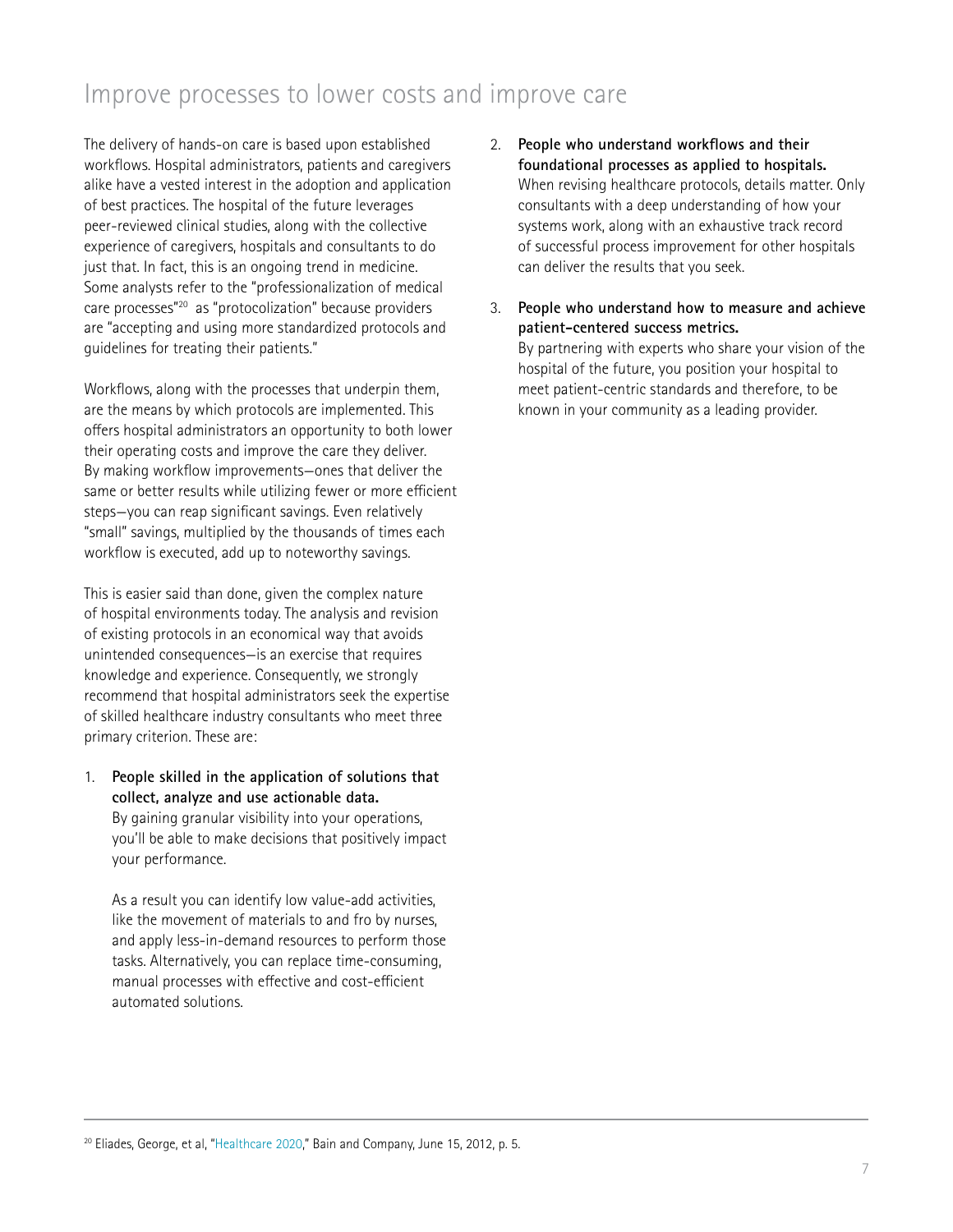## Improve processes to lower costs and improve care

The delivery of hands-on care is based upon established workflows. Hospital administrators, patients and caregivers alike have a vested interest in the adoption and application of best practices. The hospital of the future leverages peer-reviewed clinical studies, along with the collective experience of caregivers, hospitals and consultants to do just that. In fact, this is an ongoing trend in medicine. Some analysts refer to the "professionalization of medical care processes"[20] as "protocolization" because providers are "accepting and using more standardized protocols and guidelines for treating their patients."

Workflows, along with the processes that underpin them, are the means by which protocols are implemented. This offers hospital administrators an opportunity to both lower their operating costs and improve the care they deliver. By making workflow improvements—ones that deliver the same or better results while utilizing fewer or more efficient steps—you can reap significant savings. Even relatively "small" savings, multiplied by the thousands of times each workflow is executed, add up to noteworthy savings.

This is easier said than done, given the complex nature of hospital environments today. The analysis and revision of existing protocols in an economical way that avoids unintended consequences—is an exercise that requires knowledge and experience. Consequently, we strongly recommend that hospital administrators seek the expertise of skilled healthcare industry consultants who meet three primary criterion. These are:

1. **People skilled in the application of solutions that collect, analyze and use actionable data.**
   By gaining granular visibility into your operations, you'll be able to make decisions that positively impact your performance.

   As a result you can identify low value-add activities, like the movement of materials to and fro by nurses, and apply less-in-demand resources to perform those tasks. Alternatively, you can replace time-consuming, manual processes with effective and cost-efficient automated solutions.

2. **People who understand workflows and their foundational processes as applied to hospitals.**
   When revising healthcare protocols, details matter. Only consultants with a deep understanding of how your systems work, along with an exhaustive track record of successful process improvement for other hospitals can deliver the results that you seek.

3. **People who understand how to measure and achieve patient-centered success metrics.**
   By partnering with experts who share your vision of the hospital of the future, you position your hospital to meet patient-centric standards and therefore, to be known in your community as a leading provider.

---

[20] Eliades, George, et al, "Healthcare 2020," Bain and Company, June 15, 2012, p. 5.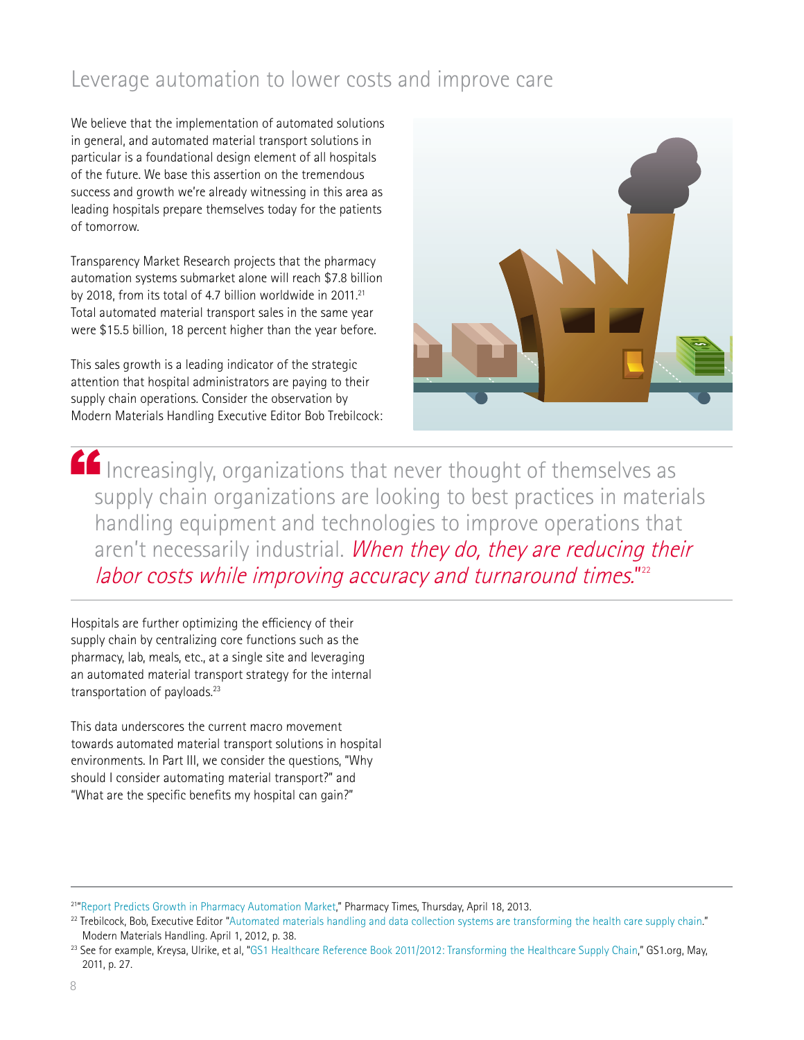## Leverage automation to lower costs and improve care

We believe that the implementation of automated solutions in general, and automated material transport solutions in particular is a foundational design element of all hospitals of the future. We base this assertion on the tremendous success and growth we're already witnessing in this area as leading hospitals prepare themselves today for the patients of tomorrow.

Transparency Market Research projects that the pharmacy automation systems submarket alone will reach $7.8 billion by 2018, from its total of 4.7 billion worldwide in 2011.[21] Total automated material transport sales in the same year were $15.5 billion, 18 percent higher than the year before.

This sales growth is a leading indicator of the strategic attention that hospital administrators are paying to their supply chain operations. Consider the observation by Modern Materials Handling Executive Editor Bob Trebilcock:

> "Increasingly, organizations that never thought of themselves as supply chain organizations are looking to best practices in materials handling equipment and technologies to improve operations that aren't necessarily industrial. *When they do, they are reducing their labor costs while improving accuracy and turnaround times.*"[22]

Hospitals are further optimizing the efficiency of their supply chain by centralizing core functions such as the pharmacy, lab, meals, etc., at a single site and leveraging an automated material transport strategy for the internal transportation of payloads.[23]

This data underscores the current macro movement towards automated material transport solutions in hospital environments. In Part III, we consider the questions, "Why should I consider automating material transport?" and "What are the specific benefits my hospital can gain?"

---

[21] "Report Predicts Growth in Pharmacy Automation Market," Pharmacy Times, Thursday, April 18, 2013.

[22] Trebilcock, Bob, Executive Editor "Automated materials handling and data collection systems are transforming the health care supply chain." Modern Materials Handling. April 1, 2012, p. 38.

[23] See for example, Kreysa, Ulrike, et al, "GS1 Healthcare Reference Book 2011/2012: Transforming the Healthcare Supply Chain," GS1.org, May, 2011, p. 27.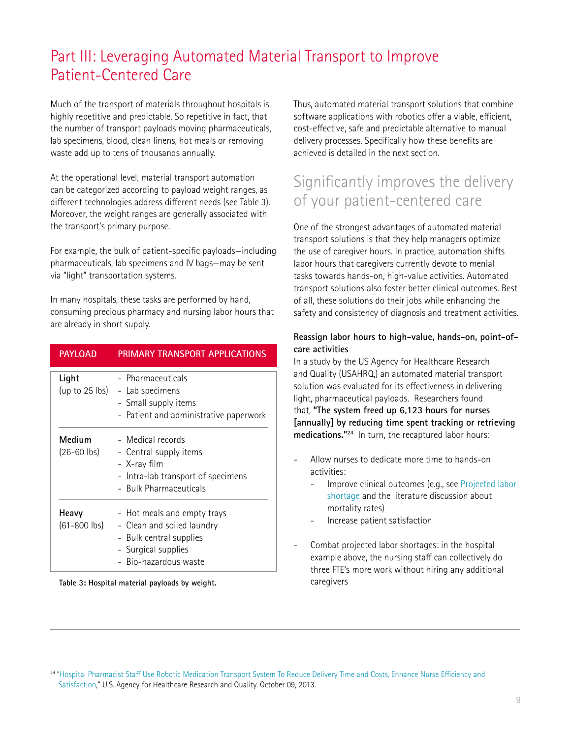# Part III: Leveraging Automated Material Transport to Improve Patient-Centered Care

Much of the transport of materials throughout hospitals is highly repetitive and predictable. So repetitive in fact, that the number of transport payloads moving pharmaceuticals, lab specimens, blood, clean linens, hot meals or removing waste add up to tens of thousands annually.

At the operational level, material transport automation can be categorized according to payload weight ranges, as different technologies address different needs (see Table 3). Moreover, the weight ranges are generally associated with the transport's primary purpose.

For example, the bulk of patient-specific payloads—including pharmaceuticals, lab specimens and IV bags—may be sent via "light" transportation systems.

In many hospitals, these tasks are performed by hand, consuming precious pharmacy and nursing labor hours that are already in short supply.

| PAYLOAD | PRIMARY TRANSPORT APPLICATIONS |
|---|---|
| **Light** (up to 25 lbs) | - Pharmaceuticals<br>- Lab specimens<br>- Small supply items<br>- Patient and administrative paperwork |
| **Medium** (26-60 lbs) | - Medical records<br>- Central supply items<br>- X-ray film<br>- Intra-lab transport of specimens<br>- Bulk Pharmaceuticals |
| **Heavy** (61-800 lbs) | - Hot meals and empty trays<br>- Clean and soiled laundry<br>- Bulk central supplies<br>- Surgical supplies<br>- Bio-hazardous waste |

**Table 3: Hospital material payloads by weight.**

Thus, automated material transport solutions that combine software applications with robotics offer a viable, efficient, cost-effective, safe and predictable alternative to manual delivery processes. Specifically how these benefits are achieved is detailed in the next section.

## Significantly improves the delivery of your patient-centered care

One of the strongest advantages of automated material transport solutions is that they help managers optimize the use of caregiver hours. In practice, automation shifts labor hours that caregivers currently devote to menial tasks towards hands-on, high-value activities. Automated transport solutions also foster better clinical outcomes. Best of all, these solutions do their jobs while enhancing the safety and consistency of diagnosis and treatment activities.

**Reassign labor hours to high-value, hands-on, point-of-care activities**

In a study by the US Agency for Healthcare Research and Quality (USAHRQ,) an automated material transport solution was evaluated for its effectiveness in delivering light, pharmaceutical payloads. Researchers found that, **"The system freed up 6,123 hours for nurses [annually] by reducing time spent tracking or retrieving medications."**[24] In turn, the recaptured labor hours:

- Allow nurses to dedicate more time to hands-on activities:
  - Improve clinical outcomes (e.g., see Projected labor shortage and the literature discussion about mortality rates)
  - Increase patient satisfaction
- Combat projected labor shortages: in the hospital example above, the nursing staff can collectively do three FTE's more work without hiring any additional caregivers

[24] "Hospital Pharmacist Staff Use Robotic Medication Transport System To Reduce Delivery Time and Costs, Enhance Nurse Efficiency and Satisfaction," U.S. Agency for Healthcare Research and Quality. October 09, 2013.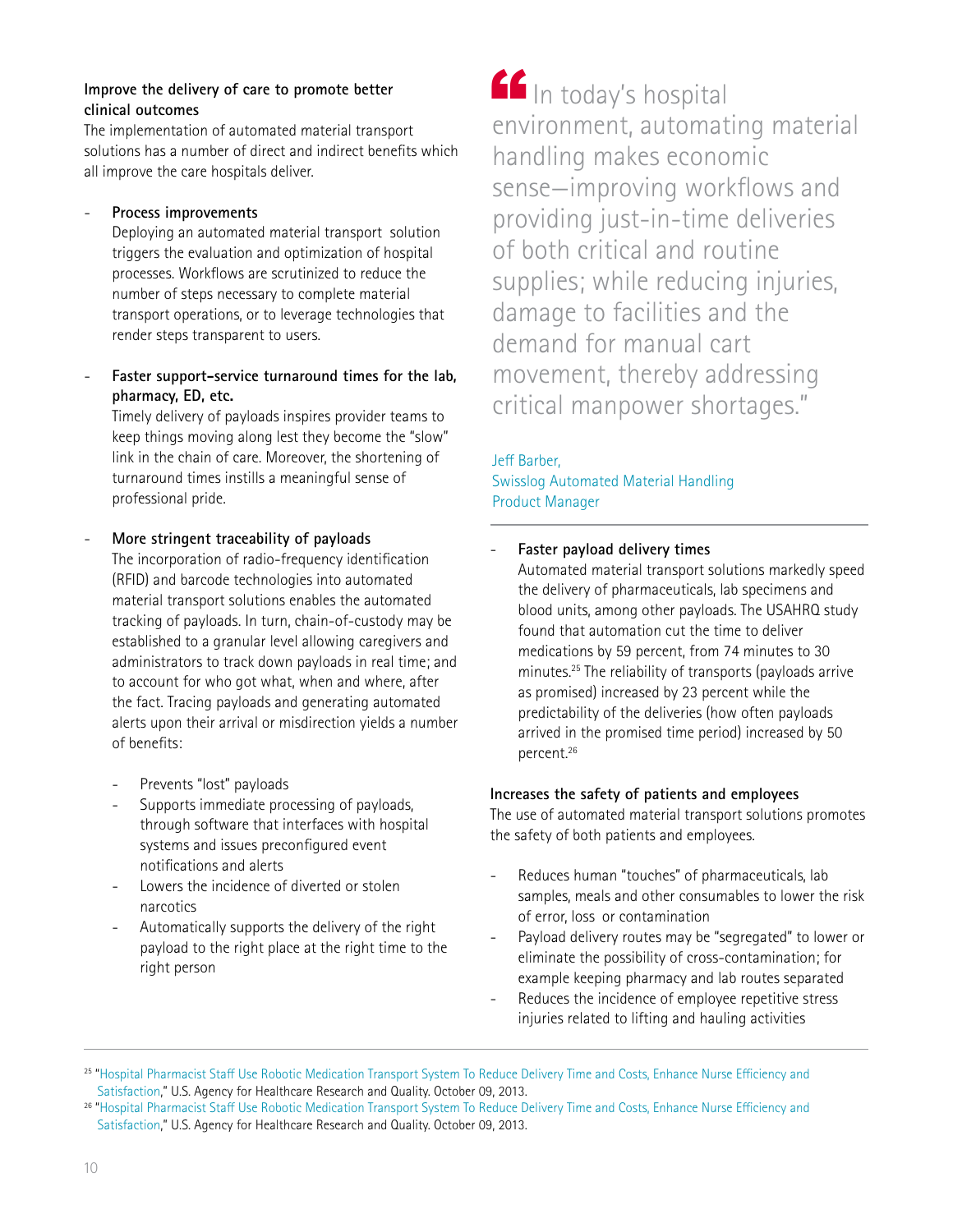### Improve the delivery of care to promote better clinical outcomes

The implementation of automated material transport solutions has a number of direct and indirect benefits which all improve the care hospitals deliver.

- **Process improvements**
  Deploying an automated material transport solution triggers the evaluation and optimization of hospital processes. Workflows are scrutinized to reduce the number of steps necessary to complete material transport operations, or to leverage technologies that render steps transparent to users.

- **Faster support-service turnaround times for the lab, pharmacy, ED, etc.**
  Timely delivery of payloads inspires provider teams to keep things moving along lest they become the "slow" link in the chain of care. Moreover, the shortening of turnaround times instills a meaningful sense of professional pride.

- **More stringent traceability of payloads**
  The incorporation of radio-frequency identification (RFID) and barcode technologies into automated material transport solutions enables the automated tracking of payloads. In turn, chain-of-custody may be established to a granular level allowing caregivers and administrators to track down payloads in real time; and to account for who got what, when and where, after the fact. Tracing payloads and generating automated alerts upon their arrival or misdirection yields a number of benefits:

  - Prevents "lost" payloads
  - Supports immediate processing of payloads, through software that interfaces with hospital systems and issues preconfigured event notifications and alerts
  - Lowers the incidence of diverted or stolen narcotics
  - Automatically supports the delivery of the right payload to the right place at the right time to the right person

> "In today's hospital environment, automating material handling makes economic sense—improving workflows and providing just-in-time deliveries of both critical and routine supplies; while reducing injuries, damage to facilities and the demand for manual cart movement, thereby addressing critical manpower shortages."
>
> Jeff Barber,
> Swisslog Automated Material Handling
> Product Manager

- **Faster payload delivery times**
  Automated material transport solutions markedly speed the delivery of pharmaceuticals, lab specimens and blood units, among other payloads. The USAHRQ study found that automation cut the time to deliver medications by 59 percent, from 74 minutes to 30 minutes.[25] The reliability of transports (payloads arrive as promised) increased by 23 percent while the predictability of the deliveries (how often payloads arrived in the promised time period) increased by 50 percent.[26]

### Increases the safety of patients and employees

The use of automated material transport solutions promotes the safety of both patients and employees.

- Reduces human "touches" of pharmaceuticals, lab samples, meals and other consumables to lower the risk of error, loss or contamination
- Payload delivery routes may be "segregated" to lower or eliminate the possibility of cross-contamination; for example keeping pharmacy and lab routes separated
- Reduces the incidence of employee repetitive stress injuries related to lifting and hauling activities

---

[25] "Hospital Pharmacist Staff Use Robotic Medication Transport System To Reduce Delivery Time and Costs, Enhance Nurse Efficiency and Satisfaction," U.S. Agency for Healthcare Research and Quality. October 09, 2013.

[26] "Hospital Pharmacist Staff Use Robotic Medication Transport System To Reduce Delivery Time and Costs, Enhance Nurse Efficiency and Satisfaction," U.S. Agency for Healthcare Research and Quality. October 09, 2013.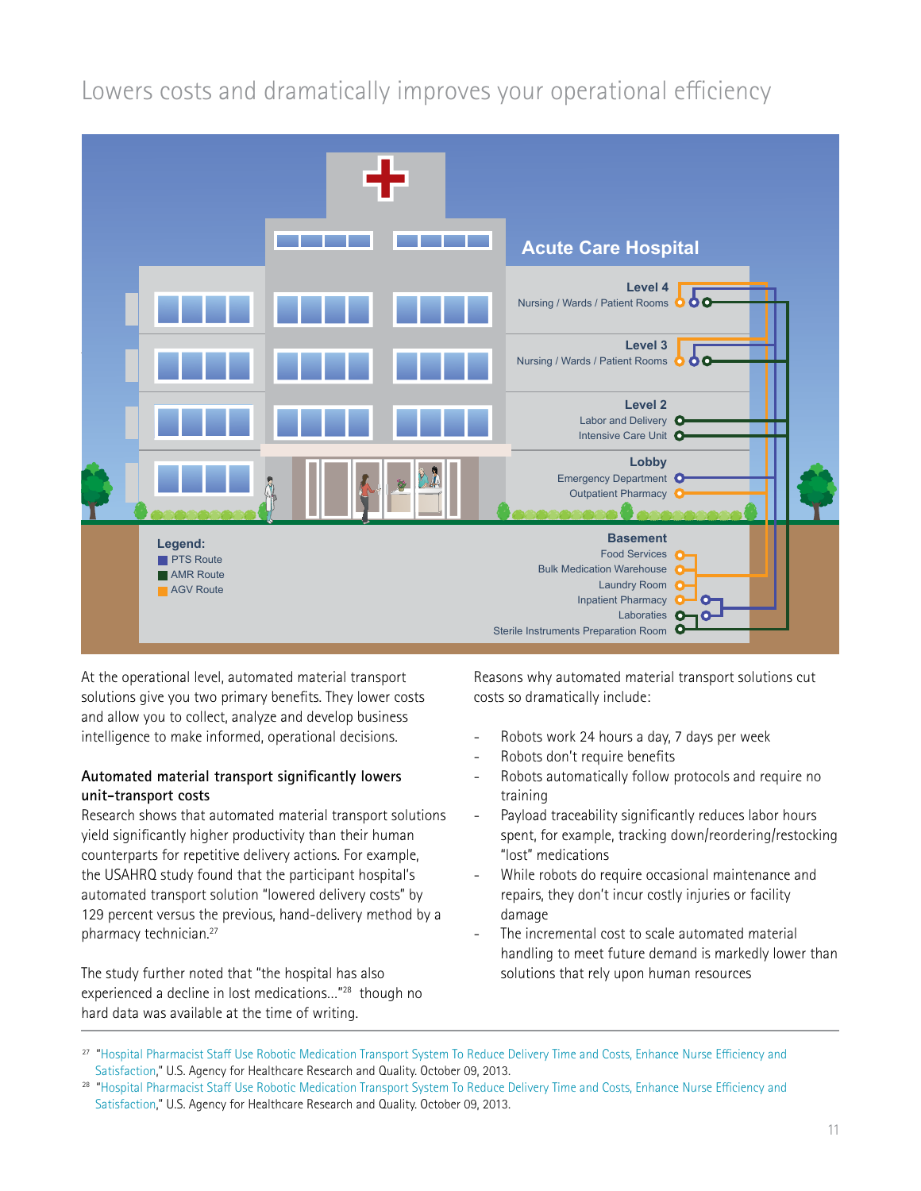# Lowers costs and dramatically improves your operational efficiency

**Acute Care Hospital**

**Level 4**
Nursing / Wards / Patient Rooms

**Level 3**
Nursing / Wards / Patient Rooms

**Level 2**
Labor and Delivery
Intensive Care Unit

**Lobby**
Emergency Department
Outpatient Pharmacy

**Basement**
Food Services
Bulk Medication Warehouse
Laundry Room
Inpatient Pharmacy
Laboratories
Sterile Instruments Preparation Room

**Legend:**
- PTS Route
- AMR Route
- AGV Route

At the operational level, automated material transport solutions give you two primary benefits. They lower costs and allow you to collect, analyze and develop business intelligence to make informed, operational decisions.

**Automated material transport significantly lowers unit-transport costs**

Research shows that automated material transport solutions yield significantly higher productivity than their human counterparts for repetitive delivery actions. For example, the USAHRQ study found that the participant hospital's automated transport solution "lowered delivery costs" by 129 percent versus the previous, hand-delivery method by a pharmacy technician.[27]

The study further noted that "the hospital has also experienced a decline in lost medications…"[28] though no hard data was available at the time of writing.

Reasons why automated material transport solutions cut costs so dramatically include:

- Robots work 24 hours a day, 7 days per week
- Robots don't require benefits
- Robots automatically follow protocols and require no training
- Payload traceability significantly reduces labor hours spent, for example, tracking down/reordering/restocking "lost" medications
- While robots do require occasional maintenance and repairs, they don't incur costly injuries or facility damage
- The incremental cost to scale automated material handling to meet future demand is markedly lower than solutions that rely upon human resources

---

[27] "Hospital Pharmacist Staff Use Robotic Medication Transport System To Reduce Delivery Time and Costs, Enhance Nurse Efficiency and Satisfaction," U.S. Agency for Healthcare Research and Quality. October 09, 2013.

[28] "Hospital Pharmacist Staff Use Robotic Medication Transport System To Reduce Delivery Time and Costs, Enhance Nurse Efficiency and Satisfaction," U.S. Agency for Healthcare Research and Quality. October 09, 2013.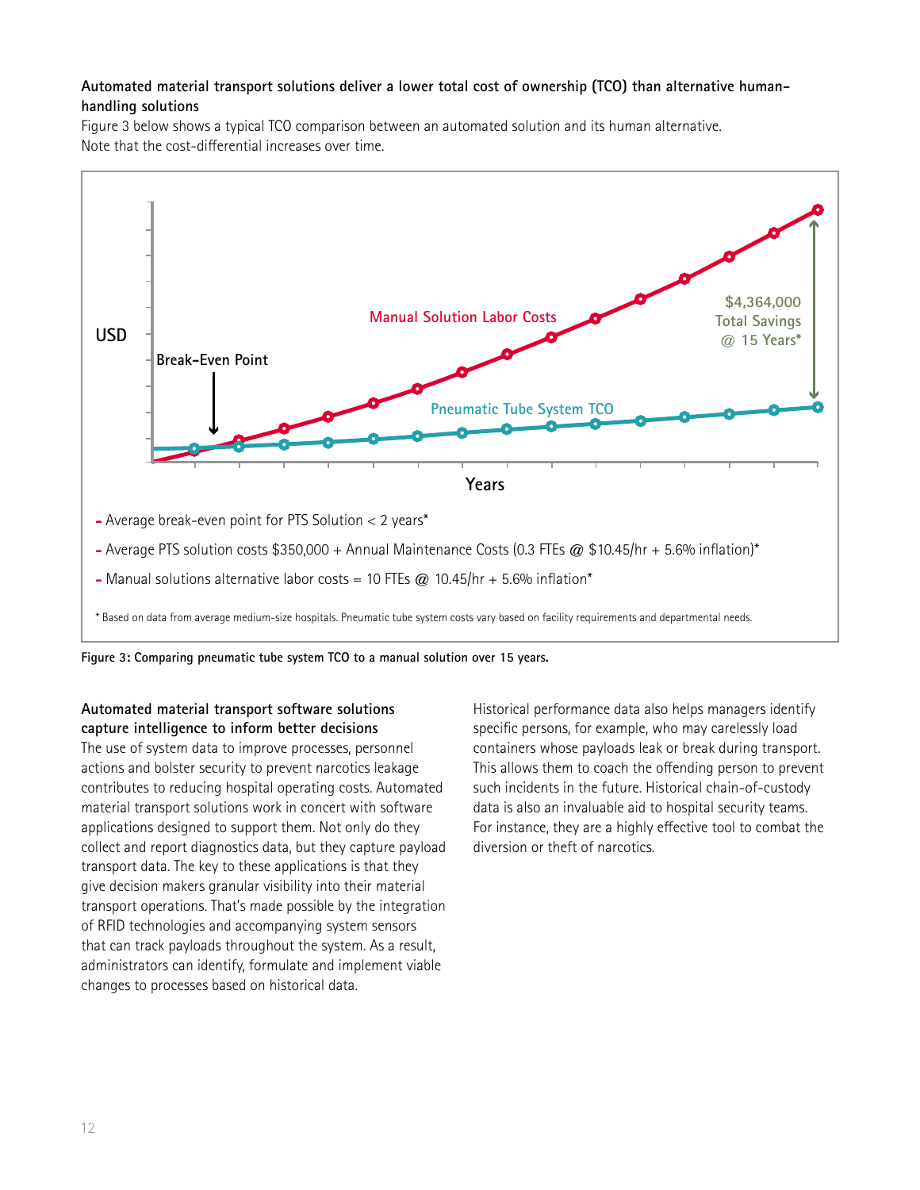**Automated material transport solutions deliver a lower total cost of ownership (TCO) than alternative human-handling solutions**

Figure 3 below shows a typical TCO comparison between an automated solution and its human alternative. Note that the cost-differential increases over time.

USD

Break-Even Point

Manual Solution Labor Costs

$4,364,000 Total Savings @ 15 Years*

Pneumatic Tube System TCO

Years

- Average break-even point for PTS Solution < 2 years*
- Average PTS solution costs $350,000 + Annual Maintenance Costs (0.3 FTEs @ $10.45/hr + 5.6% inflation)*
- Manual solutions alternative labor costs = 10 FTEs @ 10.45/hr + 5.6% inflation*

* Based on data from average medium-size hospitals. Pneumatic tube system costs vary based on facility requirements and departmental needs.

**Figure 3: Comparing pneumatic tube system TCO to a manual solution over 15 years.**

**Automated material transport software solutions capture intelligence to inform better decisions**

The use of system data to improve processes, personnel actions and bolster security to prevent narcotics leakage contributes to reducing hospital operating costs. Automated material transport solutions work in concert with software applications designed to support them. Not only do they collect and report diagnostics data, but they capture payload transport data. The key to these applications is that they give decision makers granular visibility into their material transport operations. That's made possible by the integration of RFID technologies and accompanying system sensors that can track payloads throughout the system. As a result, administrators can identify, formulate and implement viable changes to processes based on historical data.

Historical performance data also helps managers identify specific persons, for example, who may carelessly load containers whose payloads leak or break during transport. This allows them to coach the offending person to prevent such incidents in the future. Historical chain-of-custody data is also an invaluable aid to hospital security teams. For instance, they are a highly effective tool to combat the diversion or theft of narcotics.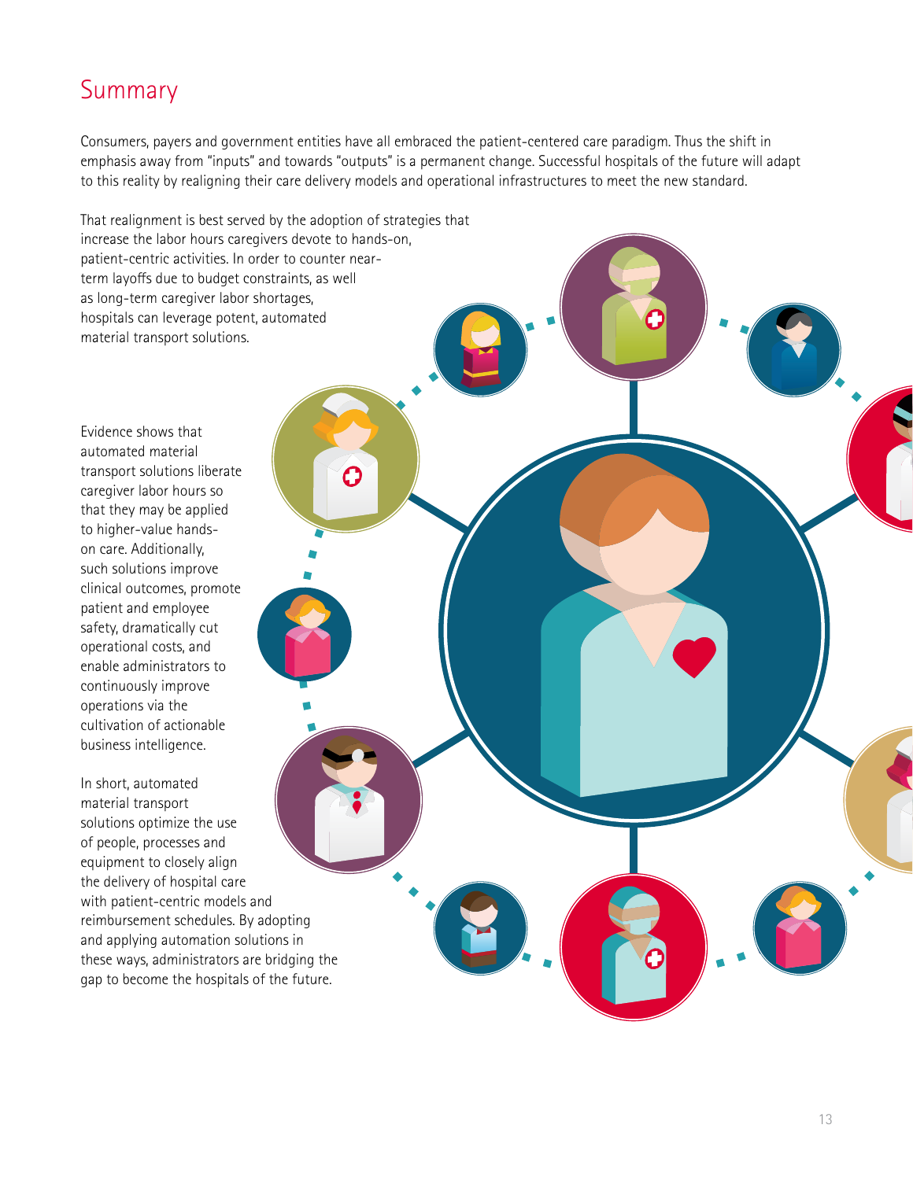# Summary

Consumers, payers and government entities have all embraced the patient-centered care paradigm. Thus the shift in emphasis away from "inputs" and towards "outputs" is a permanent change. Successful hospitals of the future will adapt to this reality by realigning their care delivery models and operational infrastructures to meet the new standard.

That realignment is best served by the adoption of strategies that increase the labor hours caregivers devote to hands-on, patient-centric activities. In order to counter near-term layoffs due to budget constraints, as well as long-term caregiver labor shortages, hospitals can leverage potent, automated material transport solutions.

Evidence shows that automated material transport solutions liberate caregiver labor hours so that they may be applied to higher-value hands-on care. Additionally, such solutions improve clinical outcomes, promote patient and employee safety, dramatically cut operational costs, and enable administrators to continuously improve operations via the cultivation of actionable business intelligence.

In short, automated material transport solutions optimize the use of people, processes and equipment to closely align the delivery of hospital care with patient-centric models and reimbursement schedules. By adopting and applying automation solutions in these ways, administrators are bridging the gap to become the hospitals of the future.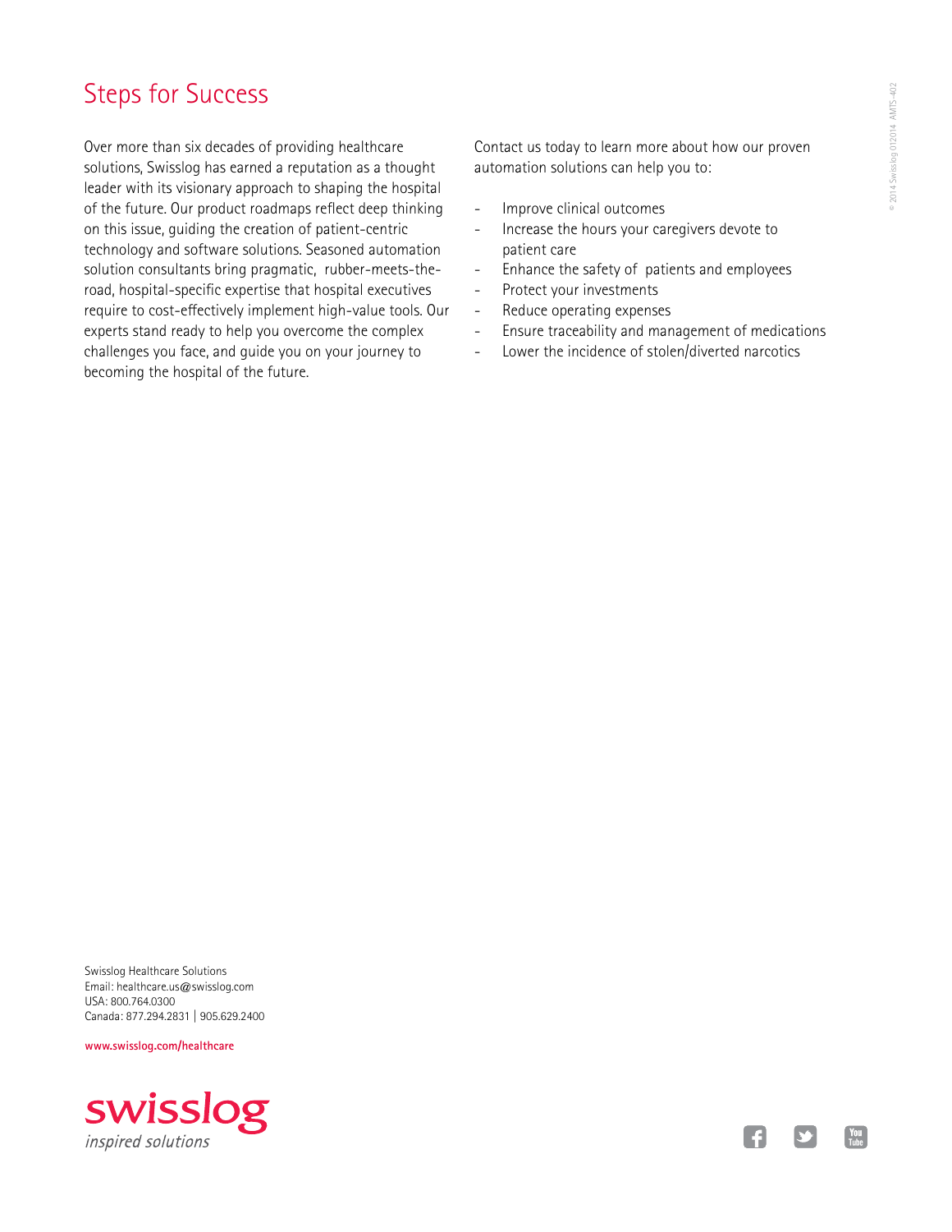## Steps for Success

Over more than six decades of providing healthcare solutions, Swisslog has earned a reputation as a thought leader with its visionary approach to shaping the hospital of the future. Our product roadmaps reflect deep thinking on this issue, guiding the creation of patient-centric technology and software solutions. Seasoned automation solution consultants bring pragmatic, rubber-meets-the-road, hospital-specific expertise that hospital executives require to cost-effectively implement high-value tools. Our experts stand ready to help you overcome the complex challenges you face, and guide you on your journey to becoming the hospital of the future.

Contact us today to learn more about how our proven automation solutions can help you to:

- Improve clinical outcomes
- Increase the hours your caregivers devote to patient care
- Enhance the safety of patients and employees
- Protect your investments
- Reduce operating expenses
- Ensure traceability and management of medications
- Lower the incidence of stolen/diverted narcotics

© 2014 Swisslog 012014 AMTS-402

Swisslog Healthcare Solutions
Email: healthcare.us@swisslog.com
USA: 800.764.0300
Canada: 877.294.2831 | 905.629.2400

**www.swisslog.com/healthcare**

swisslog
*inspired solutions*